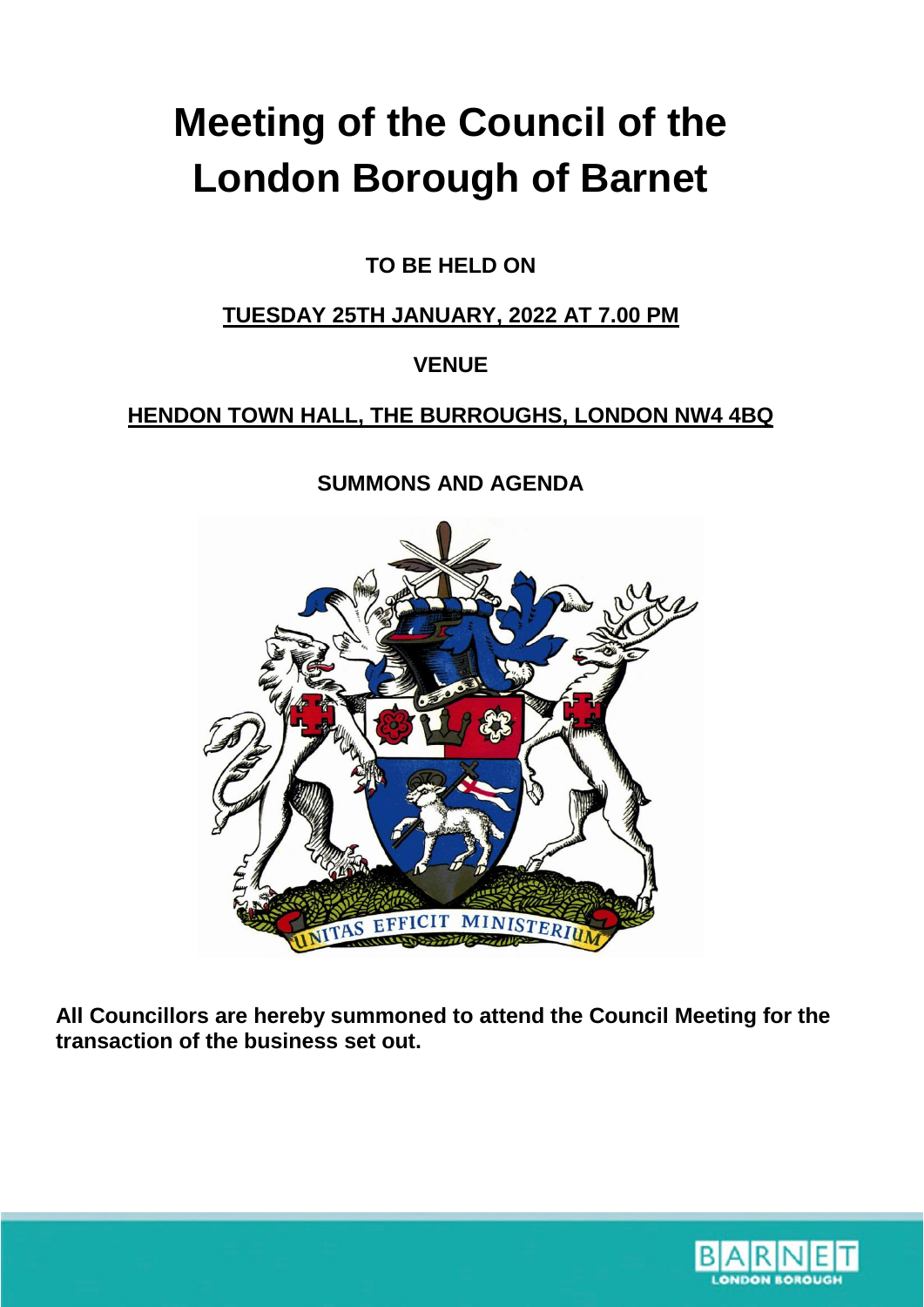# Meeting of the Council of the London Borough of Barnet

**TO BE HELD ON**

**TUESDAY 25TH JANUARY, 2022 AT 7.00 PM**

**VENUE**

**HENDON TOWN HALL, THE BURROUGHS, LONDON NW4 4BQ**

**SUMMONS AND AGENDA**

**All Councillors are hereby summoned to attend the Council Meeting for the transaction of the business set out.**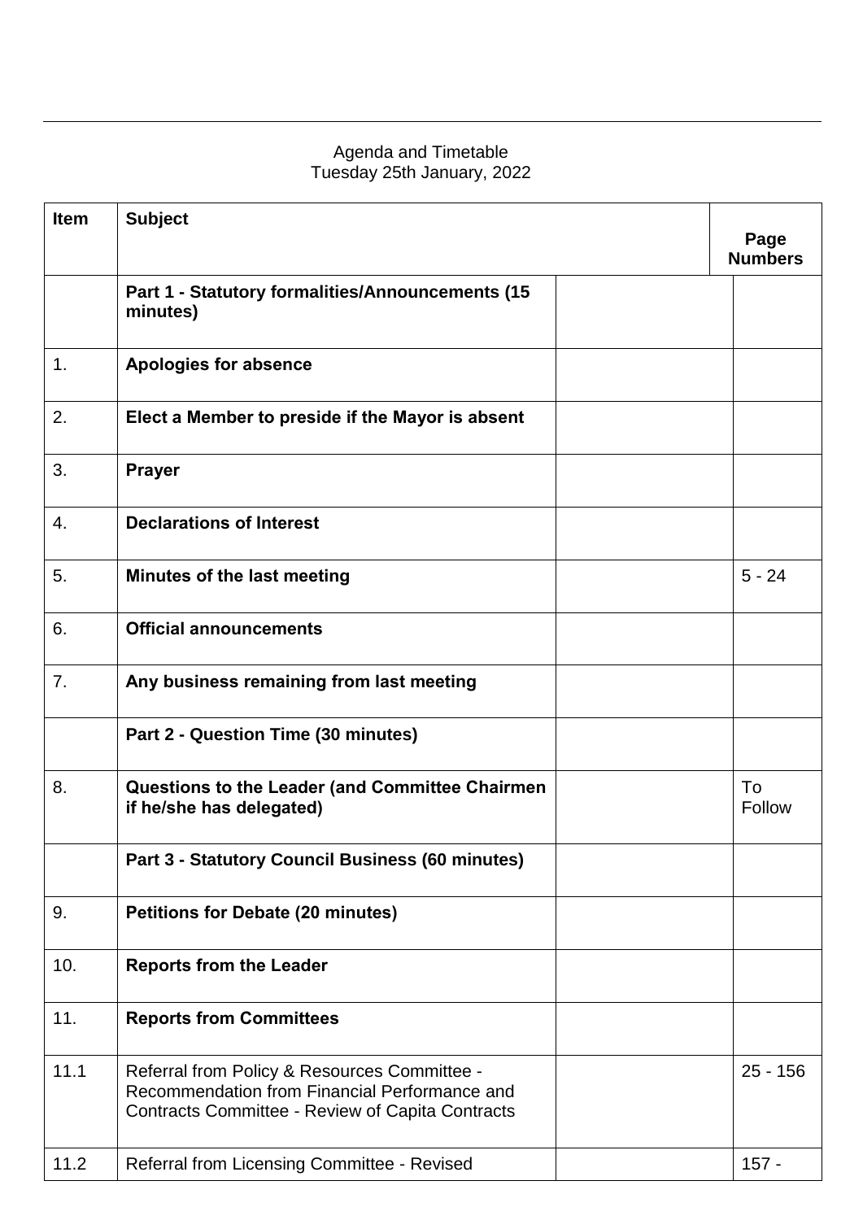Agenda and Timetable
Tuesday 25th January, 2022

| Item | Subject | | Page Numbers |
|---|---|---|---|
| | **Part 1 - Statutory formalities/Announcements (15 minutes)** | | |
| 1. | **Apologies for absence** | | |
| 2. | **Elect a Member to preside if the Mayor is absent** | | |
| 3. | **Prayer** | | |
| 4. | **Declarations of Interest** | | |
| 5. | **Minutes of the last meeting** | | 5 - 24 |
| 6. | **Official announcements** | | |
| 7. | **Any business remaining from last meeting** | | |
| | **Part 2 - Question Time (30 minutes)** | | |
| 8. | **Questions to the Leader (and Committee Chairmen if he/she has delegated)** | | To Follow |
| | **Part 3 - Statutory Council Business (60 minutes)** | | |
| 9. | **Petitions for Debate (20 minutes)** | | |
| 10. | **Reports from the Leader** | | |
| 11. | **Reports from Committees** | | |
| 11.1 | Referral from Policy & Resources Committee - Recommendation from Financial Performance and Contracts Committee - Review of Capita Contracts | | 25 - 156 |
| 11.2 | Referral from Licensing Committee - Revised | | 157 - |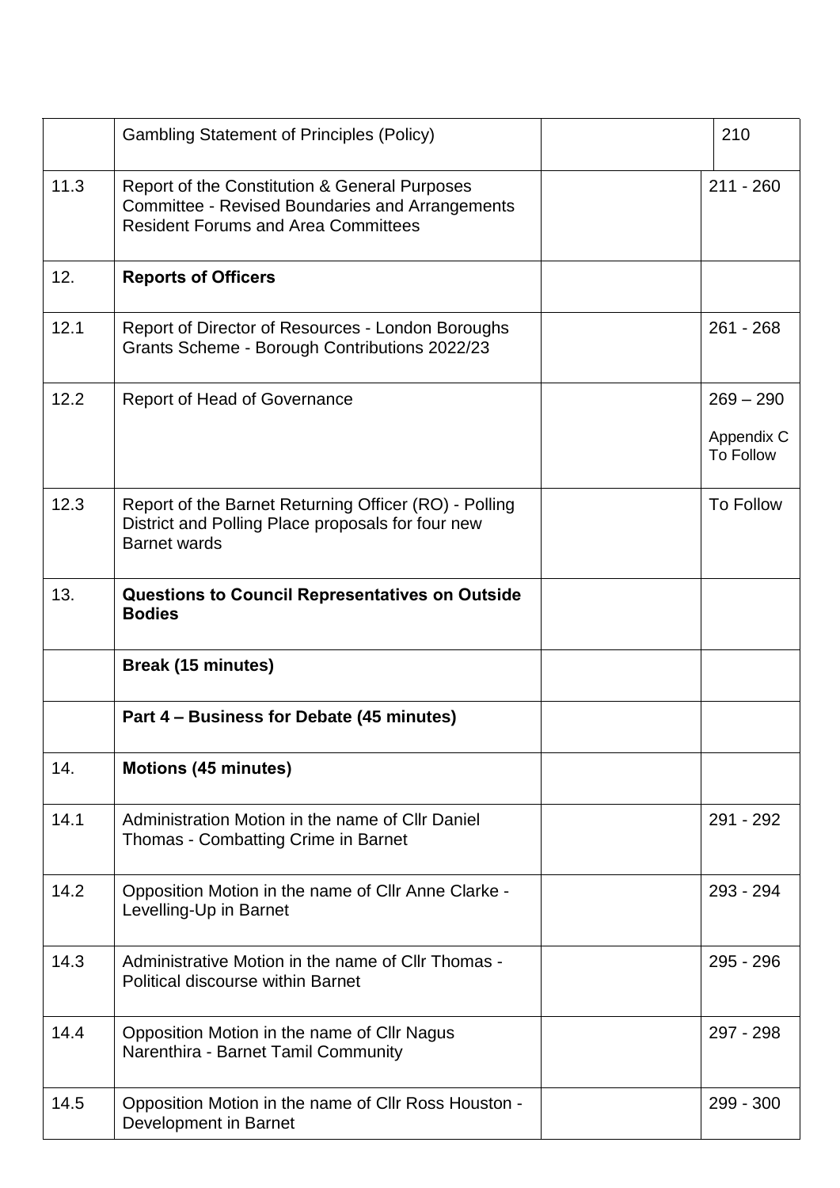| | | | |
|---|---|---|---|
| | Gambling Statement of Principles (Policy) | | 210 |
| 11.3 | Report of the Constitution & General Purposes Committee - Revised Boundaries and Arrangements Resident Forums and Area Committees | | 211 - 260 |
| 12. | **Reports of Officers** | | |
| 12.1 | Report of Director of Resources - London Boroughs Grants Scheme - Borough Contributions 2022/23 | | 261 - 268 |
| 12.2 | Report of Head of Governance | | 269 – 290<br><br>Appendix C To Follow |
| 12.3 | Report of the Barnet Returning Officer (RO) - Polling District and Polling Place proposals for four new Barnet wards | | To Follow |
| 13. | **Questions to Council Representatives on Outside Bodies** | | |
| | **Break (15 minutes)** | | |
| | **Part 4 – Business for Debate (45 minutes)** | | |
| 14. | **Motions (45 minutes)** | | |
| 14.1 | Administration Motion in the name of Cllr Daniel Thomas - Combatting Crime in Barnet | | 291 - 292 |
| 14.2 | Opposition Motion in the name of Cllr Anne Clarke - Levelling-Up in Barnet | | 293 - 294 |
| 14.3 | Administrative Motion in the name of Cllr Thomas - Political discourse within Barnet | | 295 - 296 |
| 14.4 | Opposition Motion in the name of Cllr Nagus Narenthira - Barnet Tamil Community | | 297 - 298 |
| 14.5 | Opposition Motion in the name of Cllr Ross Houston - Development in Barnet | | 299 - 300 |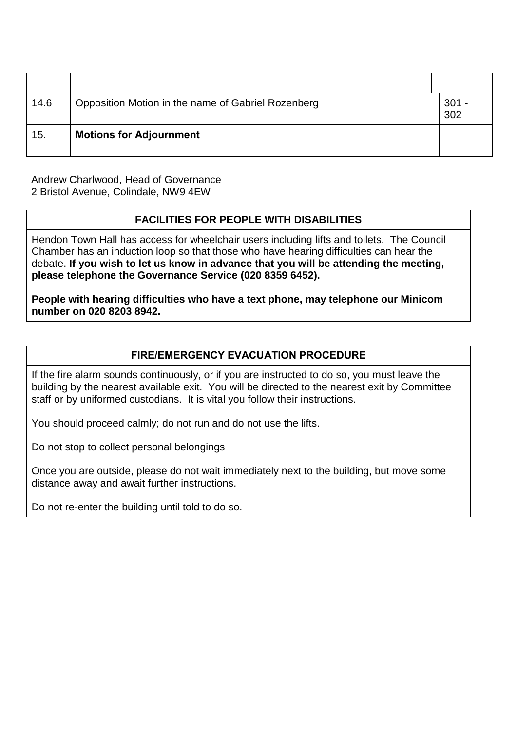| | | | |
|---|---|---|---|
| 14.6 | Opposition Motion in the name of Gabriel Rozenberg | | 301 - 302 |
| 15. | **Motions for Adjournment** | | |

Andrew Charlwood, Head of Governance
2 Bristol Avenue, Colindale, NW9 4EW

### FACILITIES FOR PEOPLE WITH DISABILITIES

Hendon Town Hall has access for wheelchair users including lifts and toilets. The Council Chamber has an induction loop so that those who have hearing difficulties can hear the debate. **If you wish to let us know in advance that you will be attending the meeting, please telephone the Governance Service (020 8359 6452).**

**People with hearing difficulties who have a text phone, may telephone our Minicom number on 020 8203 8942.**

### FIRE/EMERGENCY EVACUATION PROCEDURE

If the fire alarm sounds continuously, or if you are instructed to do so, you must leave the building by the nearest available exit. You will be directed to the nearest exit by Committee staff or by uniformed custodians. It is vital you follow their instructions.

You should proceed calmly; do not run and do not use the lifts.

Do not stop to collect personal belongings

Once you are outside, please do not wait immediately next to the building, but move some distance away and await further instructions.

Do not re-enter the building until told to do so.